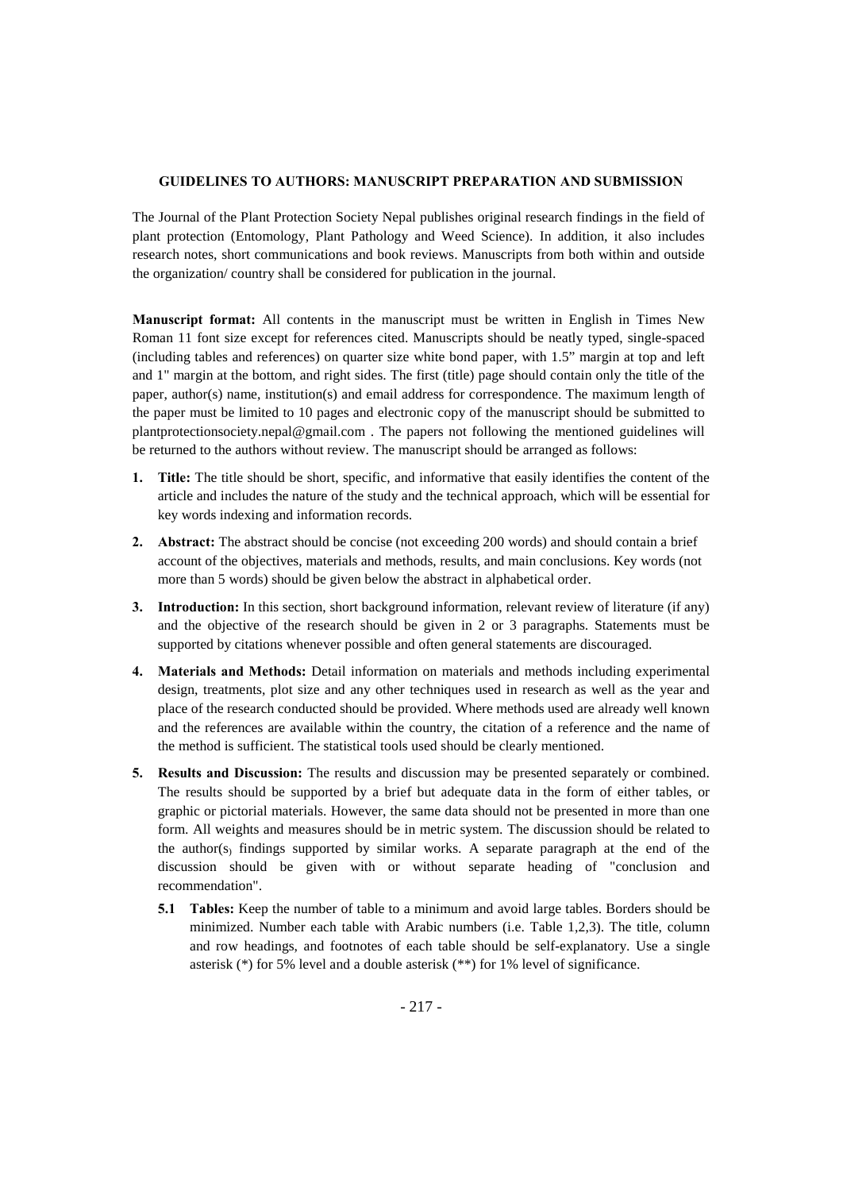## GUIDELINES TO AUTHORS: MANUSCRIPT PREPARATION AND SUBMISSION

The Journal of the Plant Protection Society Nepal publishes original research findings in the field of plant protection (Entomology, Plant Pathology and Weed Science). In addition, it also includes research notes, short communications and book reviews. Manuscripts from both within and outside the organization/ country shall be considered for publication in the journal.

**Manuscript format:** All contents in the manuscript must be written in English in Times New Roman 11 font size except for references cited. Manuscripts should be neatly typed, single-spaced (including tables and references) on quarter size white bond paper, with 1.5" margin at top and left and 1" margin at the bottom, and right sides. The first (title) page should contain only the title of the paper, author(s) name, institution(s) and email address for correspondence. The maximum length of the paper must be limited to 10 pages and electronic copy of the manuscript should be submitted to plantprotectionsociety.nepal@gmail.com . The papers not following the mentioned guidelines will be returned to the authors without review. The manuscript should be arranged as follows:

1. **Title:** The title should be short, specific, and informative that easily identifies the content of the article and includes the nature of the study and the technical approach, which will be essential for key words indexing and information records.
2. **Abstract:** The abstract should be concise (not exceeding 200 words) and should contain a brief account of the objectives, materials and methods, results, and main conclusions. Key words (not more than 5 words) should be given below the abstract in alphabetical order.
3. **Introduction:** In this section, short background information, relevant review of literature (if any) and the objective of the research should be given in 2 or 3 paragraphs. Statements must be supported by citations whenever possible and often general statements are discouraged.
4. **Materials and Methods:** Detail information on materials and methods including experimental design, treatments, plot size and any other techniques used in research as well as the year and place of the research conducted should be provided. Where methods used are already well known and the references are available within the country, the citation of a reference and the name of the method is sufficient. The statistical tools used should be clearly mentioned.
5. **Results and Discussion:** The results and discussion may be presented separately or combined. The results should be supported by a brief but adequate data in the form of either tables, or graphic or pictorial materials. However, the same data should not be presented in more than one form. All weights and measures should be in metric system. The discussion should be related to the author(s) findings supported by similar works. A separate paragraph at the end of the discussion should be given with or without separate heading of "conclusion and recommendation".

   **5.1 Tables:** Keep the number of table to a minimum and avoid large tables. Borders should be minimized. Number each table with Arabic numbers (i.e. Table 1,2,3). The title, column and row headings, and footnotes of each table should be self-explanatory. Use a single asterisk (*) for 5% level and a double asterisk (**) for 1% level of significance.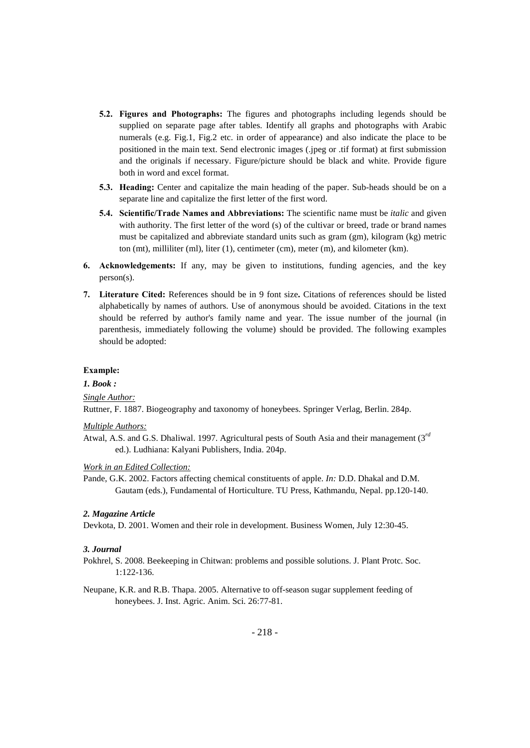**5.2. Figures and Photographs:** The figures and photographs including legends should be supplied on separate page after tables. Identify all graphs and photographs with Arabic numerals (e.g. Fig.1, Fig.2 etc. in order of appearance) and also indicate the place to be positioned in the main text. Send electronic images (.jpeg or .tif format) at first submission and the originals if necessary. Figure/picture should be black and white. Provide figure both in word and excel format.

**5.3. Heading:** Center and capitalize the main heading of the paper. Sub-heads should be on a separate line and capitalize the first letter of the first word.

**5.4. Scientific/Trade Names and Abbreviations:** The scientific name must be *italic* and given with authority. The first letter of the word (s) of the cultivar or breed, trade or brand names must be capitalized and abbreviate standard units such as gram (gm), kilogram (kg) metric ton (mt), milliliter (ml), liter (1), centimeter (cm), meter (m), and kilometer (km).

**6. Acknowledgements:** If any, may be given to institutions, funding agencies, and the key person(s).

**7. Literature Cited:** References should be in 9 font size**.** Citations of references should be listed alphabetically by names of authors. Use of anonymous should be avoided. Citations in the text should be referred by author's family name and year. The issue number of the journal (in parenthesis, immediately following the volume) should be provided. The following examples should be adopted:

**Example:**

***1. Book :***

*Single Author:*

Ruttner, F. 1887. Biogeography and taxonomy of honeybees. Springer Verlag, Berlin. 284p.

*Multiple Authors:*

Atwal, A.S. and G.S. Dhaliwal. 1997. Agricultural pests of South Asia and their management (3$^{rd}$ ed.). Ludhiana: Kalyani Publishers, India. 204p.

*Work in an Edited Collection:*

Pande, G.K. 2002. Factors affecting chemical constituents of apple. *In:* D.D. Dhakal and D.M. Gautam (eds.), Fundamental of Horticulture. TU Press, Kathmandu, Nepal. pp.120-140.

***2. Magazine Article***

Devkota, D. 2001. Women and their role in development. Business Women, July 12:30-45.

***3. Journal***

Pokhrel, S. 2008. Beekeeping in Chitwan: problems and possible solutions. J. Plant Protc. Soc. 1:122-136.

Neupane, K.R. and R.B. Thapa. 2005. Alternative to off-season sugar supplement feeding of honeybees. J. Inst. Agric. Anim. Sci. 26:77-81.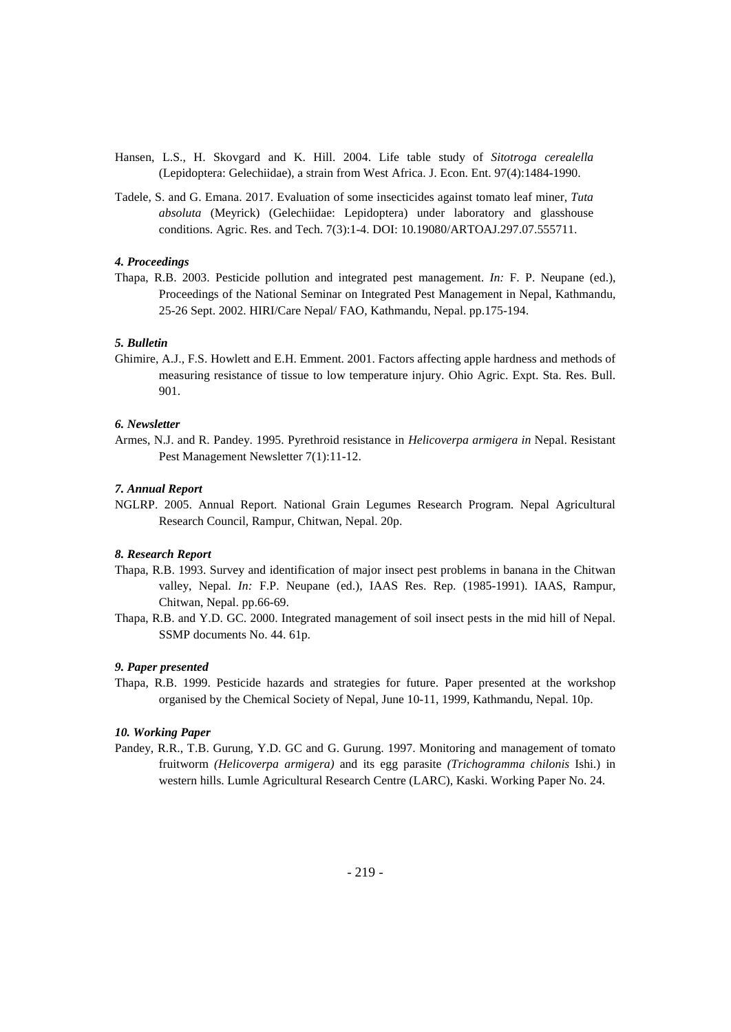Hansen, L.S., H. Skovgard and K. Hill. 2004. Life table study of *Sitotroga cerealella* (Lepidoptera: Gelechiidae), a strain from West Africa. J. Econ. Ent. 97(4):1484-1990.

Tadele, S. and G. Emana. 2017. Evaluation of some insecticides against tomato leaf miner, *Tuta absoluta* (Meyrick) (Gelechiidae: Lepidoptera) under laboratory and glasshouse conditions. Agric. Res. and Tech. 7(3):1-4. DOI: 10.19080/ARTOAJ.297.07.555711.

***4. Proceedings***

Thapa, R.B. 2003. Pesticide pollution and integrated pest management. *In:* F. P. Neupane (ed.), Proceedings of the National Seminar on Integrated Pest Management in Nepal, Kathmandu, 25-26 Sept. 2002. HIRI/Care Nepal/ FAO, Kathmandu, Nepal. pp.175-194.

***5. Bulletin***

Ghimire, A.J., F.S. Howlett and E.H. Emment. 2001. Factors affecting apple hardness and methods of measuring resistance of tissue to low temperature injury. Ohio Agric. Expt. Sta. Res. Bull. 901.

***6. Newsletter***

Armes, N.J. and R. Pandey. 1995. Pyrethroid resistance in *Helicoverpa armigera in* Nepal. Resistant Pest Management Newsletter 7(1):11-12.

***7. Annual Report***

NGLRP. 2005. Annual Report. National Grain Legumes Research Program. Nepal Agricultural Research Council, Rampur, Chitwan, Nepal. 20p.

***8. Research Report***

Thapa, R.B. 1993. Survey and identification of major insect pest problems in banana in the Chitwan valley, Nepal. *In:* F.P. Neupane (ed.), IAAS Res. Rep. (1985-1991). IAAS, Rampur, Chitwan, Nepal. pp.66-69.

Thapa, R.B. and Y.D. GC. 2000. Integrated management of soil insect pests in the mid hill of Nepal. SSMP documents No. 44. 61p.

***9. Paper presented***

Thapa, R.B. 1999. Pesticide hazards and strategies for future. Paper presented at the workshop organised by the Chemical Society of Nepal, June 10-11, 1999, Kathmandu, Nepal. 10p.

***10. Working Paper***

Pandey, R.R., T.B. Gurung, Y.D. GC and G. Gurung. 1997. Monitoring and management of tomato fruitworm *(Helicoverpa armigera)* and its egg parasite *(Trichogramma chilonis* Ishi.) in western hills. Lumle Agricultural Research Centre (LARC), Kaski. Working Paper No. 24.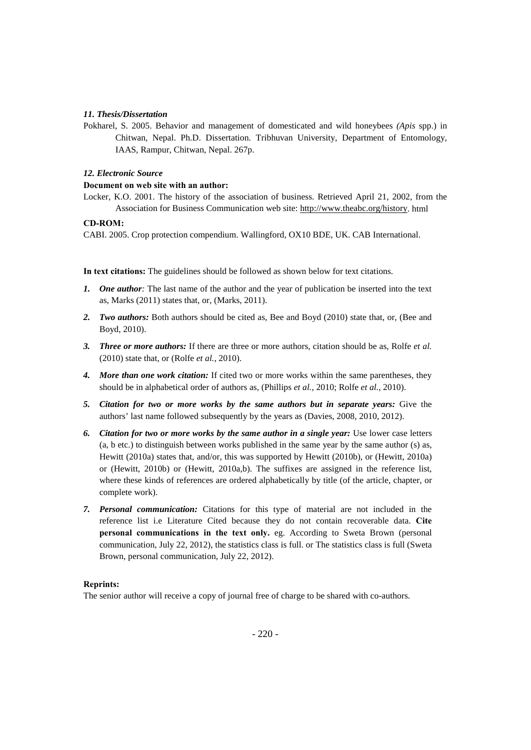*11. Thesis/Dissertation*

Pokharel, S. 2005. Behavior and management of domesticated and wild honeybees *(Apis* spp.) in Chitwan, Nepal. Ph.D. Dissertation. Tribhuvan University, Department of Entomology, IAAS, Rampur, Chitwan, Nepal. 267p.

*12. Electronic Source*

**Document on web site with an author:**

Locker, K.O. 2001. The history of the association of business. Retrieved April 21, 2002, from the Association for Business Communication web site: http://www.theabc.org/history. html

**CD-ROM:**

CABI. 2005. Crop protection compendium. Wallingford, OX10 BDE, UK. CAB International.

**In text citations:** The guidelines should be followed as shown below for text citations.

1. ***One author****:* The last name of the author and the year of publication be inserted into the text as, Marks (2011) states that, or, (Marks, 2011).
2. ***Two authors:*** Both authors should be cited as, Bee and Boyd (2010) state that, or, (Bee and Boyd, 2010).
3. ***Three or more authors:*** If there are three or more authors, citation should be as, Rolfe *et al.* (2010) state that, or (Rolfe *et al.*, 2010).
4. ***More than one work citation:*** If cited two or more works within the same parentheses, they should be in alphabetical order of authors as, (Phillips *et al.*, 2010; Rolfe *et al.*, 2010).
5. ***Citation for two or more works by the same authors but in separate years:*** Give the authors' last name followed subsequently by the years as (Davies, 2008, 2010, 2012).
6. ***Citation for two or more works by the same author in a single year:*** Use lower case letters (a, b etc.) to distinguish between works published in the same year by the same author (s) as, Hewitt (2010a) states that, and/or, this was supported by Hewitt (2010b), or (Hewitt, 2010a) or (Hewitt, 2010b) or (Hewitt, 2010a,b). The suffixes are assigned in the reference list, where these kinds of references are ordered alphabetically by title (of the article, chapter, or complete work).
7. ***Personal communication:*** Citations for this type of material are not included in the reference list i.e Literature Cited because they do not contain recoverable data. **Cite personal communications in the text only.** eg. According to Sweta Brown (personal communication, July 22, 2012), the statistics class is full. or The statistics class is full (Sweta Brown, personal communication, July 22, 2012).

**Reprints:**

The senior author will receive a copy of journal free of charge to be shared with co-authors.